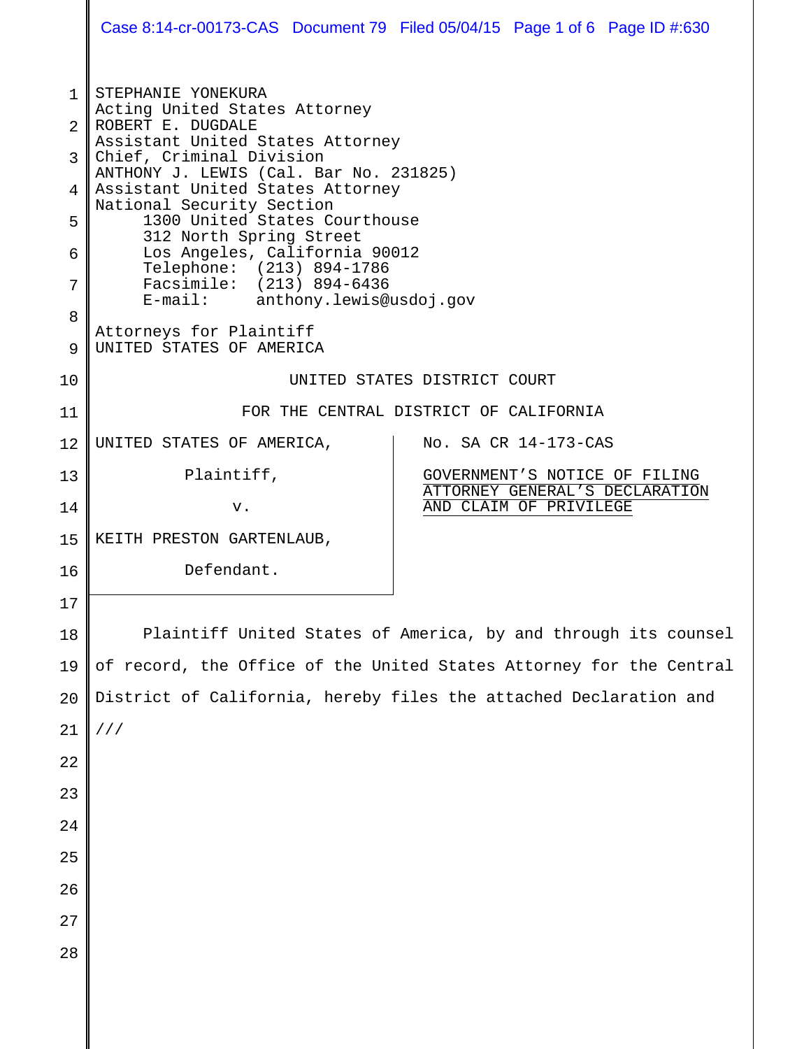STEPHANIE YONEKURA
Acting United States Attorney
ROBERT E. DUGDALE
Assistant United States Attorney
Chief, Criminal Division
ANTHONY J. LEWIS (Cal. Bar No. 231825)
Assistant United States Attorney
National Security Section
1300 United States Courthouse
312 North Spring Street
Los Angeles, California 90012
Telephone: (213) 894-1786
Facsimile: (213) 894-6436
E-mail: anthony.lewis@usdoj.gov

Attorneys for Plaintiff
UNITED STATES OF AMERICA

UNITED STATES DISTRICT COURT

FOR THE CENTRAL DISTRICT OF CALIFORNIA

UNITED STATES OF AMERICA,

Plaintiff,

v.

KEITH PRESTON GARTENLAUB,

Defendant.

No. SA CR 14-173-CAS

GOVERNMENT'S NOTICE OF FILING ATTORNEY GENERAL'S DECLARATION AND CLAIM OF PRIVILEGE

Plaintiff United States of America, by and through its counsel of record, the Office of the United States Attorney for the Central District of California, hereby files the attached Declaration and

///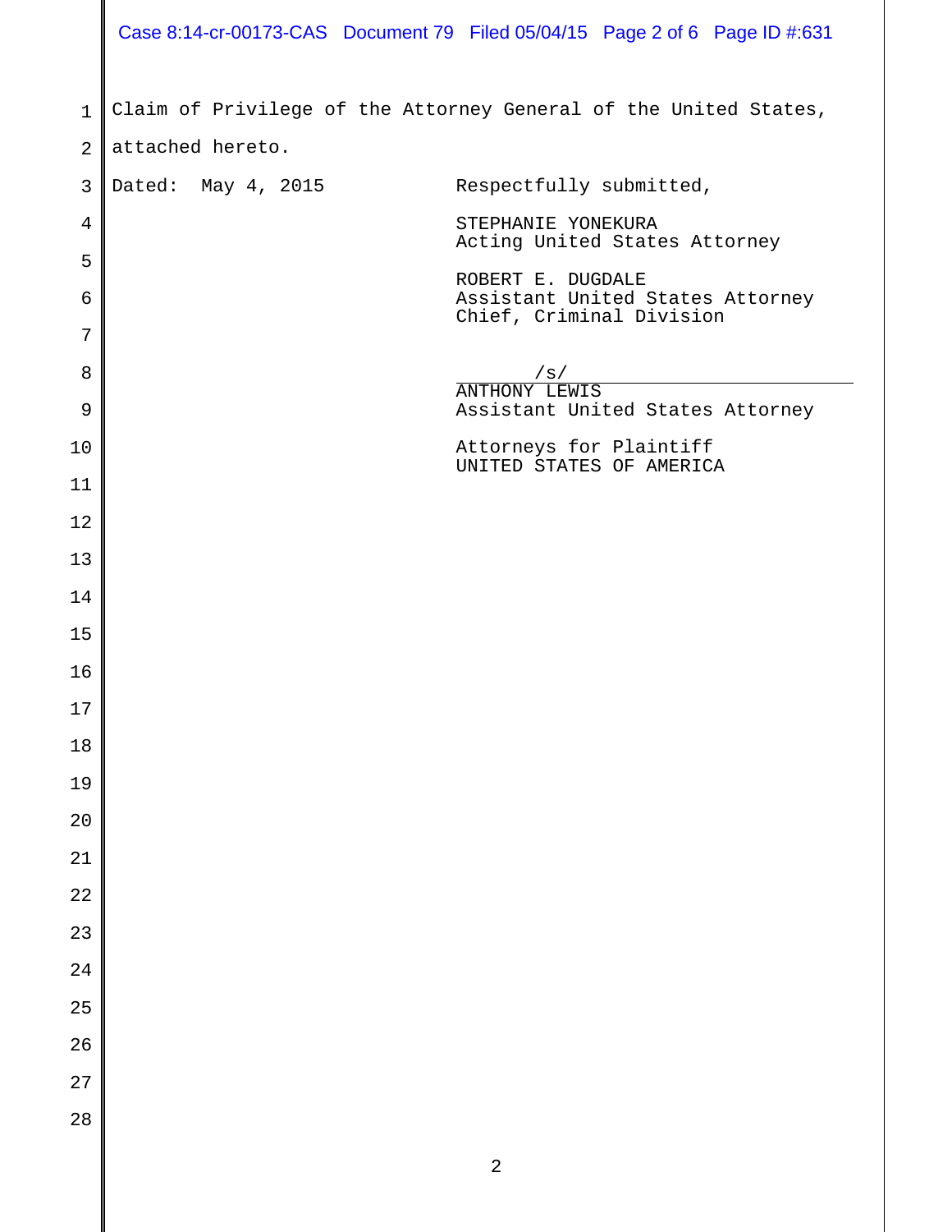Claim of Privilege of the Attorney General of the United States, attached hereto.

Dated: May 4, 2015

Respectfully submitted,

STEPHANIE YONEKURA
Acting United States Attorney

ROBERT E. DUGDALE
Assistant United States Attorney
Chief, Criminal Division

/s/
ANTHONY LEWIS
Assistant United States Attorney

Attorneys for Plaintiff
UNITED STATES OF AMERICA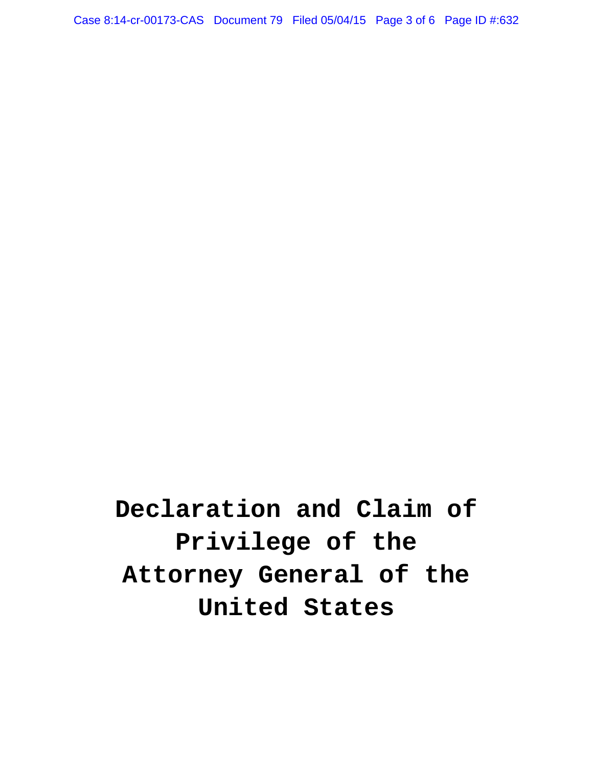# Declaration and Claim of Privilege of the Attorney General of the United States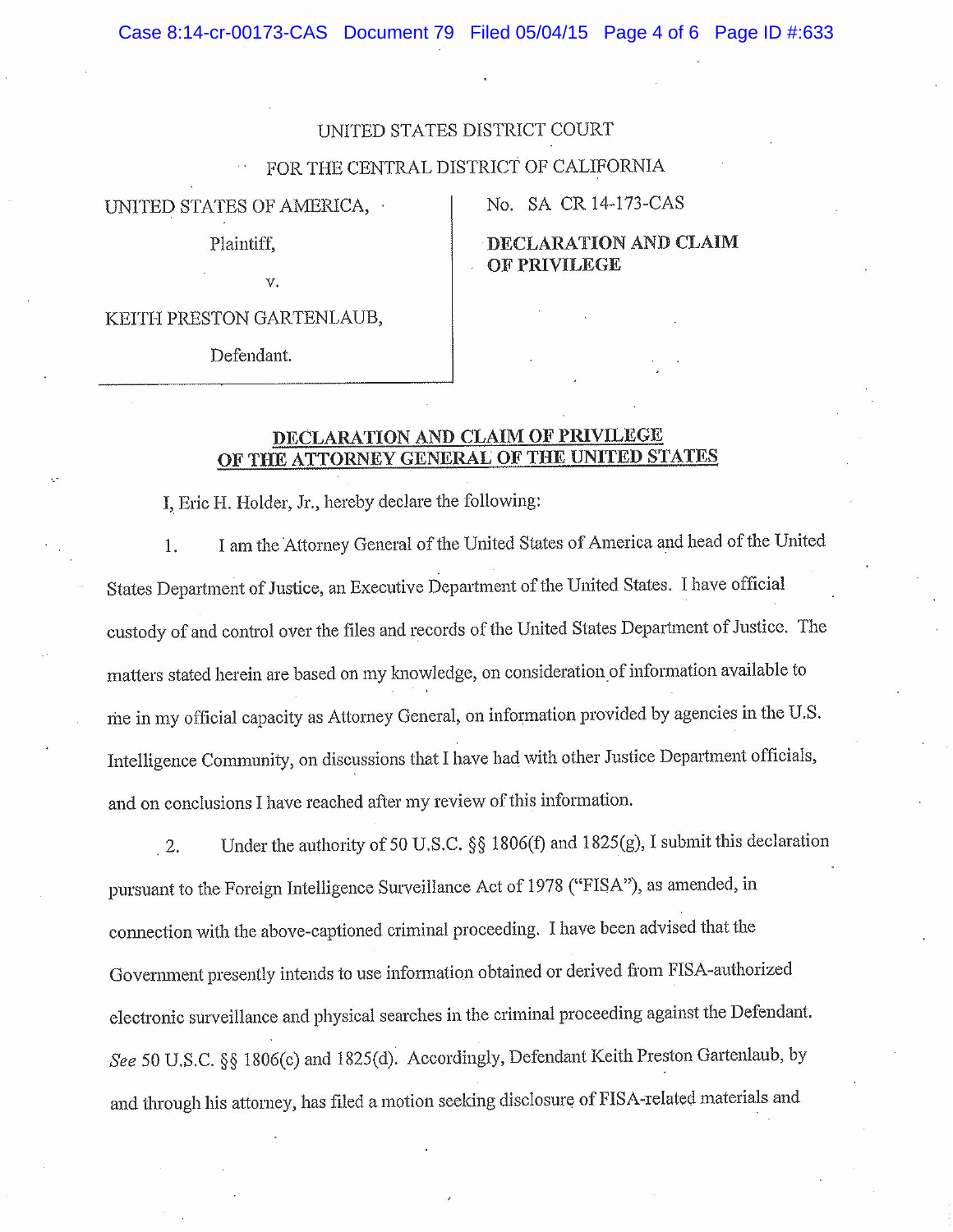UNITED STATES DISTRICT COURT

FOR THE CENTRAL DISTRICT OF CALIFORNIA

| | |
|---|---|
| UNITED STATES OF AMERICA,<br><br>Plaintiff,<br><br>v.<br><br>KEITH PRESTON GARTENLAUB,<br><br>Defendant. | No. SA CR 14-173-CAS<br><br>**DECLARATION AND CLAIM OF PRIVILEGE** |

## DECLARATION AND CLAIM OF PRIVILEGE OF THE ATTORNEY GENERAL OF THE UNITED STATES

I, Eric H. Holder, Jr., hereby declare the following:

1. I am the Attorney General of the United States of America and head of the United States Department of Justice, an Executive Department of the United States. I have official custody of and control over the files and records of the United States Department of Justice. The matters stated herein are based on my knowledge, on consideration of information available to me in my official capacity as Attorney General, on information provided by agencies in the U.S. Intelligence Community, on discussions that I have had with other Justice Department officials, and on conclusions I have reached after my review of this information.

2. Under the authority of 50 U.S.C. §§ 1806(f) and 1825(g), I submit this declaration pursuant to the Foreign Intelligence Surveillance Act of 1978 ("FISA"), as amended, in connection with the above-captioned criminal proceeding. I have been advised that the Government presently intends to use information obtained or derived from FISA-authorized electronic surveillance and physical searches in the criminal proceeding against the Defendant. *See* 50 U.S.C. §§ 1806(c) and 1825(d). Accordingly, Defendant Keith Preston Gartenlaub, by and through his attorney, has filed a motion seeking disclosure of FISA-related materials and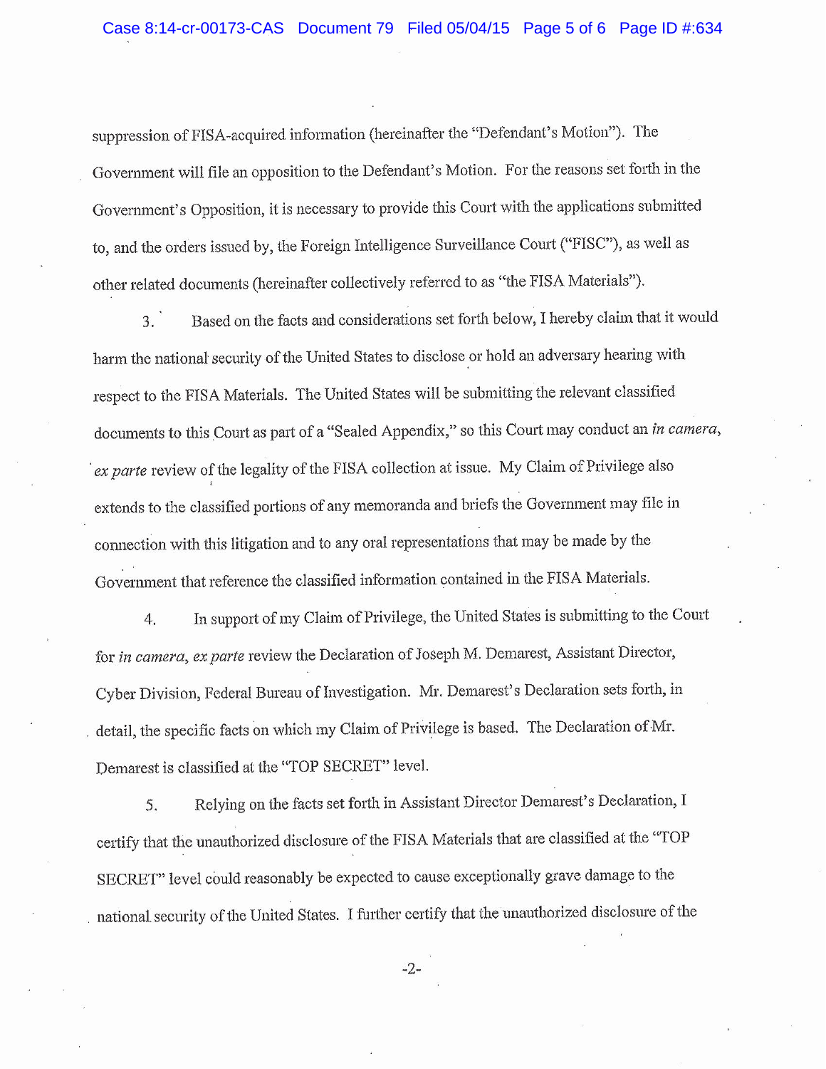suppression of FISA-acquired information (hereinafter the "Defendant's Motion"). The Government will file an opposition to the Defendant's Motion. For the reasons set forth in the Government's Opposition, it is necessary to provide this Court with the applications submitted to, and the orders issued by, the Foreign Intelligence Surveillance Court ("FISC"), as well as other related documents (hereinafter collectively referred to as "the FISA Materials").

3. Based on the facts and considerations set forth below, I hereby claim that it would harm the national security of the United States to disclose or hold an adversary hearing with respect to the FISA Materials. The United States will be submitting the relevant classified documents to this Court as part of a "Sealed Appendix," so this Court may conduct an *in camera*, *ex parte* review of the legality of the FISA collection at issue. My Claim of Privilege also extends to the classified portions of any memoranda and briefs the Government may file in connection with this litigation and to any oral representations that may be made by the Government that reference the classified information contained in the FISA Materials.

4. In support of my Claim of Privilege, the United States is submitting to the Court for *in camera, ex parte* review the Declaration of Joseph M. Demarest, Assistant Director, Cyber Division, Federal Bureau of Investigation. Mr. Demarest's Declaration sets forth, in detail, the specific facts on which my Claim of Privilege is based. The Declaration of Mr. Demarest is classified at the "TOP SECRET" level.

5. Relying on the facts set forth in Assistant Director Demarest's Declaration, I certify that the unauthorized disclosure of the FISA Materials that are classified at the "TOP SECRET" level could reasonably be expected to cause exceptionally grave damage to the national security of the United States. I further certify that the unauthorized disclosure of the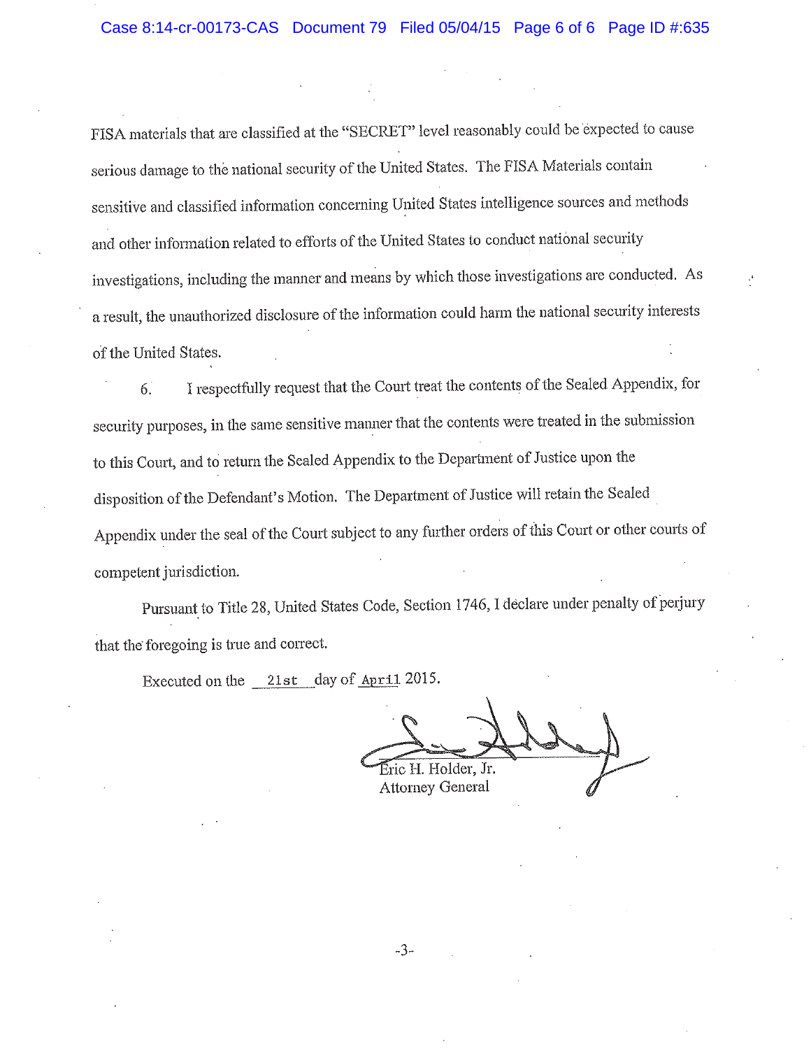FISA materials that are classified at the "SECRET" level reasonably could be expected to cause serious damage to the national security of the United States. The FISA Materials contain sensitive and classified information concerning United States intelligence sources and methods and other information related to efforts of the United States to conduct national security investigations, including the manner and means by which those investigations are conducted. As a result, the unauthorized disclosure of the information could harm the national security interests of the United States.

6. I respectfully request that the Court treat the contents of the Sealed Appendix, for security purposes, in the same sensitive manner that the contents were treated in the submission to this Court, and to return the Sealed Appendix to the Department of Justice upon the disposition of the Defendant's Motion. The Department of Justice will retain the Sealed Appendix under the seal of the Court subject to any further orders of this Court or other courts of competent jurisdiction.

Pursuant to Title 28, United States Code, Section 1746, I declare under penalty of perjury that the foregoing is true and correct.

Executed on the 21st day of April 2015.

Eric H. Holder, Jr.
Attorney General